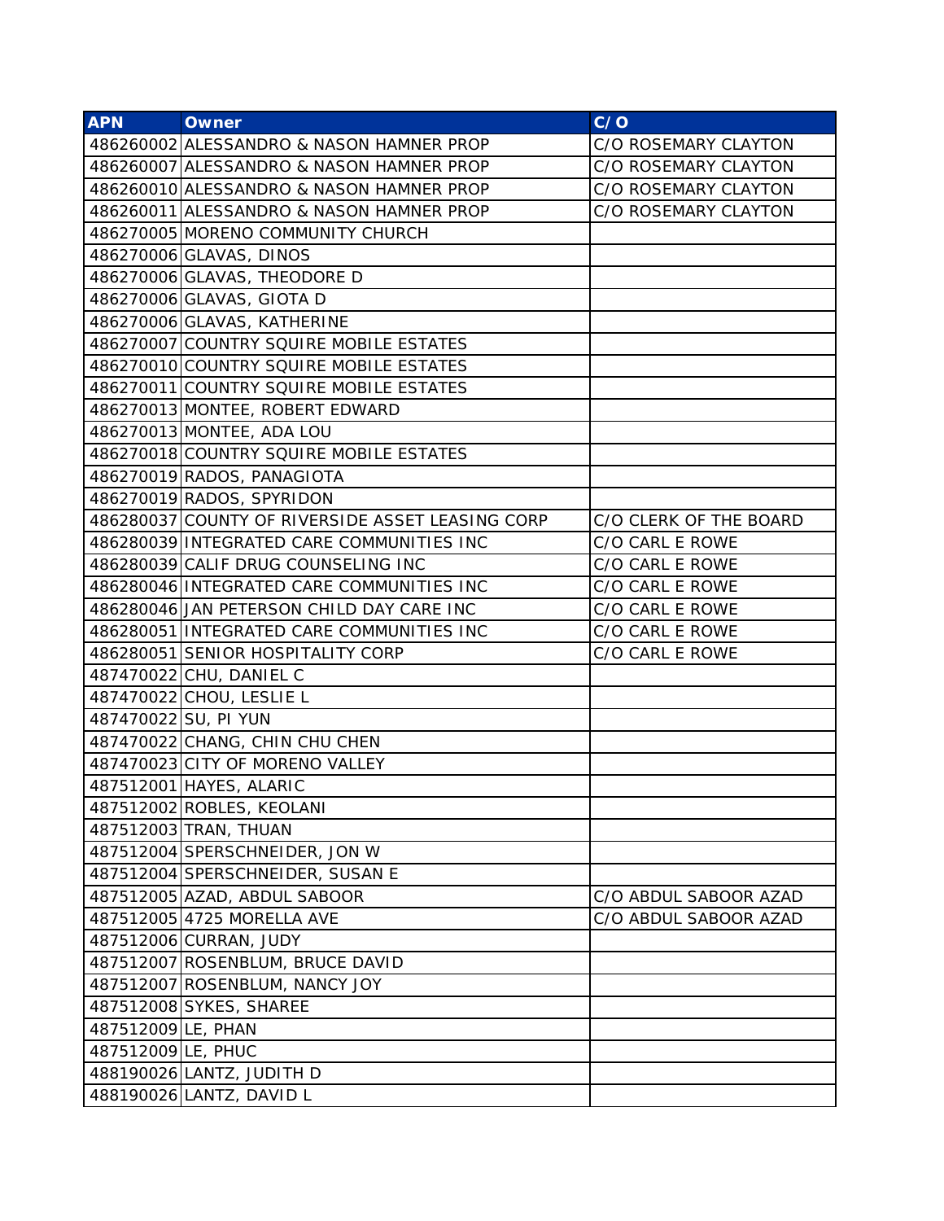| APN | Owner | C/O |
|---|---|---|
| 486260002 | ALESSANDRO & NASON HAMNER PROP | C/O ROSEMARY CLAYTON |
| 486260007 | ALESSANDRO & NASON HAMNER PROP | C/O ROSEMARY CLAYTON |
| 486260010 | ALESSANDRO & NASON HAMNER PROP | C/O ROSEMARY CLAYTON |
| 486260011 | ALESSANDRO & NASON HAMNER PROP | C/O ROSEMARY CLAYTON |
| 486270005 | MORENO COMMUNITY CHURCH | |
| 486270006 | GLAVAS, DINOS | |
| 486270006 | GLAVAS, THEODORE D | |
| 486270006 | GLAVAS, GIOTA D | |
| 486270006 | GLAVAS, KATHERINE | |
| 486270007 | COUNTRY SQUIRE MOBILE ESTATES | |
| 486270010 | COUNTRY SQUIRE MOBILE ESTATES | |
| 486270011 | COUNTRY SQUIRE MOBILE ESTATES | |
| 486270013 | MONTEE, ROBERT EDWARD | |
| 486270013 | MONTEE, ADA LOU | |
| 486270018 | COUNTRY SQUIRE MOBILE ESTATES | |
| 486270019 | RADOS, PANAGIOTA | |
| 486270019 | RADOS, SPYRIDON | |
| 486280037 | COUNTY OF RIVERSIDE ASSET LEASING CORP | C/O CLERK OF THE BOARD |
| 486280039 | INTEGRATED CARE COMMUNITIES INC | C/O CARL E ROWE |
| 486280039 | CALIF DRUG COUNSELING INC | C/O CARL E ROWE |
| 486280046 | INTEGRATED CARE COMMUNITIES INC | C/O CARL E ROWE |
| 486280046 | JAN PETERSON CHILD DAY CARE INC | C/O CARL E ROWE |
| 486280051 | INTEGRATED CARE COMMUNITIES INC | C/O CARL E ROWE |
| 486280051 | SENIOR HOSPITALITY CORP | C/O CARL E ROWE |
| 487470022 | CHU, DANIEL C | |
| 487470022 | CHOU, LESLIE L | |
| 487470022 | SU, PI YUN | |
| 487470022 | CHANG, CHIN CHU CHEN | |
| 487470023 | CITY OF MORENO VALLEY | |
| 487512001 | HAYES, ALARIC | |
| 487512002 | ROBLES, KEOLANI | |
| 487512003 | TRAN, THUAN | |
| 487512004 | SPERSCHNEIDER, JON W | |
| 487512004 | SPERSCHNEIDER, SUSAN E | |
| 487512005 | AZAD, ABDUL SABOOR | C/O ABDUL SABOOR AZAD |
| 487512005 | 4725 MORELLA AVE | C/O ABDUL SABOOR AZAD |
| 487512006 | CURRAN, JUDY | |
| 487512007 | ROSENBLUM, BRUCE DAVID | |
| 487512007 | ROSENBLUM, NANCY JOY | |
| 487512008 | SYKES, SHAREE | |
| 487512009 | LE, PHAN | |
| 487512009 | LE, PHUC | |
| 488190026 | LANTZ, JUDITH D | |
| 488190026 | LANTZ, DAVID L | |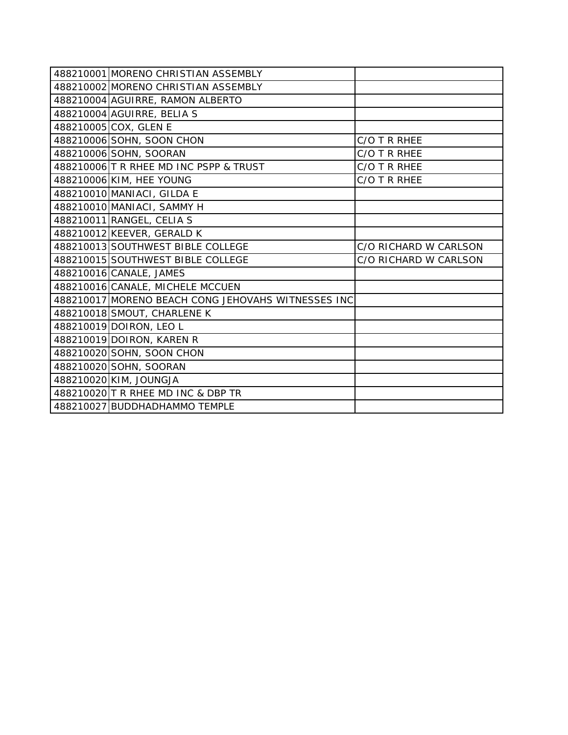| | | |
|---|---|---|
| 488210001 | MORENO CHRISTIAN ASSEMBLY | |
| 488210002 | MORENO CHRISTIAN ASSEMBLY | |
| 488210004 | AGUIRRE, RAMON ALBERTO | |
| 488210004 | AGUIRRE, BELIA S | |
| 488210005 | COX, GLEN E | |
| 488210006 | SOHN, SOON CHON | C/O T R RHEE |
| 488210006 | SOHN, SOORAN | C/O T R RHEE |
| 488210006 | T R RHEE MD INC PSPP & TRUST | C/O T R RHEE |
| 488210006 | KIM, HEE YOUNG | C/O T R RHEE |
| 488210010 | MANIACI, GILDA E | |
| 488210010 | MANIACI, SAMMY H | |
| 488210011 | RANGEL, CELIA S | |
| 488210012 | KEEVER, GERALD K | |
| 488210013 | SOUTHWEST BIBLE COLLEGE | C/O RICHARD W CARLSON |
| 488210015 | SOUTHWEST BIBLE COLLEGE | C/O RICHARD W CARLSON |
| 488210016 | CANALE, JAMES | |
| 488210016 | CANALE, MICHELE MCCUEN | |
| 488210017 | MORENO BEACH CONG JEHOVAHS WITNESSES INC | |
| 488210018 | SMOUT, CHARLENE K | |
| 488210019 | DOIRON, LEO L | |
| 488210019 | DOIRON, KAREN R | |
| 488210020 | SOHN, SOON CHON | |
| 488210020 | SOHN, SOORAN | |
| 488210020 | KIM, JOUNGJA | |
| 488210020 | T R RHEE MD INC & DBP TR | |
| 488210027 | BUDDHADHAMMO TEMPLE | |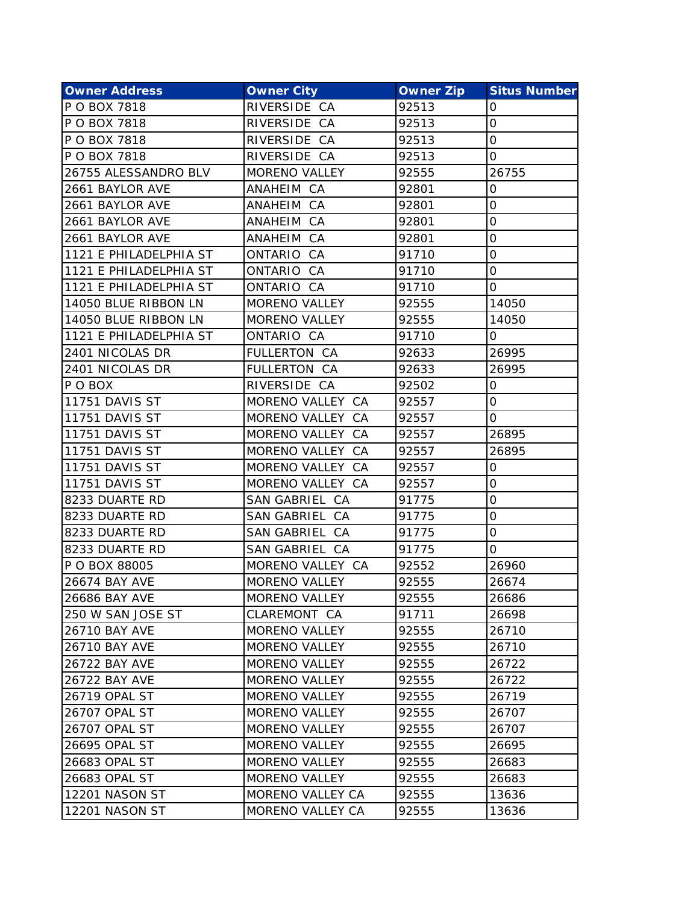| Owner Address | Owner City | Owner Zip | Situs Number |
|---|---|---|---|
| P O BOX 7818 | RIVERSIDE CA | 92513 | 0 |
| P O BOX 7818 | RIVERSIDE CA | 92513 | 0 |
| P O BOX 7818 | RIVERSIDE CA | 92513 | 0 |
| P O BOX 7818 | RIVERSIDE CA | 92513 | 0 |
| 26755 ALESSANDRO BLV | MORENO VALLEY | 92555 | 26755 |
| 2661 BAYLOR AVE | ANAHEIM CA | 92801 | 0 |
| 2661 BAYLOR AVE | ANAHEIM CA | 92801 | 0 |
| 2661 BAYLOR AVE | ANAHEIM CA | 92801 | 0 |
| 2661 BAYLOR AVE | ANAHEIM CA | 92801 | 0 |
| 1121 E PHILADELPHIA ST | ONTARIO CA | 91710 | 0 |
| 1121 E PHILADELPHIA ST | ONTARIO CA | 91710 | 0 |
| 1121 E PHILADELPHIA ST | ONTARIO CA | 91710 | 0 |
| 14050 BLUE RIBBON LN | MORENO VALLEY | 92555 | 14050 |
| 14050 BLUE RIBBON LN | MORENO VALLEY | 92555 | 14050 |
| 1121 E PHILADELPHIA ST | ONTARIO CA | 91710 | 0 |
| 2401 NICOLAS DR | FULLERTON CA | 92633 | 26995 |
| 2401 NICOLAS DR | FULLERTON CA | 92633 | 26995 |
| P O BOX | RIVERSIDE CA | 92502 | 0 |
| 11751 DAVIS ST | MORENO VALLEY CA | 92557 | 0 |
| 11751 DAVIS ST | MORENO VALLEY CA | 92557 | 0 |
| 11751 DAVIS ST | MORENO VALLEY CA | 92557 | 26895 |
| 11751 DAVIS ST | MORENO VALLEY CA | 92557 | 26895 |
| 11751 DAVIS ST | MORENO VALLEY CA | 92557 | 0 |
| 11751 DAVIS ST | MORENO VALLEY CA | 92557 | 0 |
| 8233 DUARTE RD | SAN GABRIEL CA | 91775 | 0 |
| 8233 DUARTE RD | SAN GABRIEL CA | 91775 | 0 |
| 8233 DUARTE RD | SAN GABRIEL CA | 91775 | 0 |
| 8233 DUARTE RD | SAN GABRIEL CA | 91775 | 0 |
| P O BOX 88005 | MORENO VALLEY CA | 92552 | 26960 |
| 26674 BAY AVE | MORENO VALLEY | 92555 | 26674 |
| 26686 BAY AVE | MORENO VALLEY | 92555 | 26686 |
| 250 W SAN JOSE ST | CLAREMONT CA | 91711 | 26698 |
| 26710 BAY AVE | MORENO VALLEY | 92555 | 26710 |
| 26710 BAY AVE | MORENO VALLEY | 92555 | 26710 |
| 26722 BAY AVE | MORENO VALLEY | 92555 | 26722 |
| 26722 BAY AVE | MORENO VALLEY | 92555 | 26722 |
| 26719 OPAL ST | MORENO VALLEY | 92555 | 26719 |
| 26707 OPAL ST | MORENO VALLEY | 92555 | 26707 |
| 26707 OPAL ST | MORENO VALLEY | 92555 | 26707 |
| 26695 OPAL ST | MORENO VALLEY | 92555 | 26695 |
| 26683 OPAL ST | MORENO VALLEY | 92555 | 26683 |
| 26683 OPAL ST | MORENO VALLEY | 92555 | 26683 |
| 12201 NASON ST | MORENO VALLEY CA | 92555 | 13636 |
| 12201 NASON ST | MORENO VALLEY CA | 92555 | 13636 |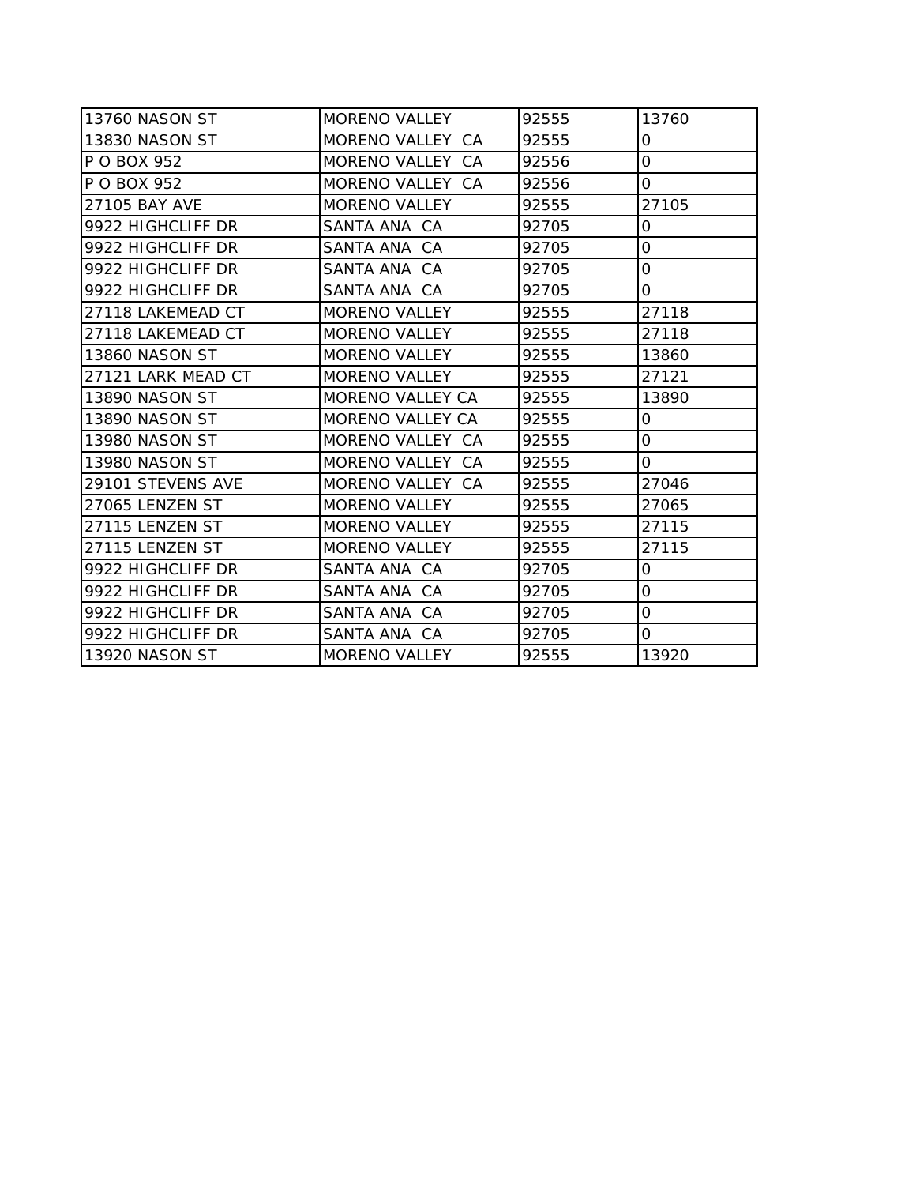| | | | |
|---|---|---|---|
| 13760 NASON ST | MORENO VALLEY | 92555 | 13760 |
| 13830 NASON ST | MORENO VALLEY  CA | 92555 | 0 |
| P O BOX 952 | MORENO VALLEY  CA | 92556 | 0 |
| P O BOX 952 | MORENO VALLEY  CA | 92556 | 0 |
| 27105 BAY AVE | MORENO VALLEY | 92555 | 27105 |
| 9922 HIGHCLIFF DR | SANTA ANA  CA | 92705 | 0 |
| 9922 HIGHCLIFF DR | SANTA ANA  CA | 92705 | 0 |
| 9922 HIGHCLIFF DR | SANTA ANA  CA | 92705 | 0 |
| 9922 HIGHCLIFF DR | SANTA ANA  CA | 92705 | 0 |
| 27118 LAKEMEAD CT | MORENO VALLEY | 92555 | 27118 |
| 27118 LAKEMEAD CT | MORENO VALLEY | 92555 | 27118 |
| 13860 NASON ST | MORENO VALLEY | 92555 | 13860 |
| 27121 LARK MEAD CT | MORENO VALLEY | 92555 | 27121 |
| 13890 NASON ST | MORENO VALLEY CA | 92555 | 13890 |
| 13890 NASON ST | MORENO VALLEY CA | 92555 | 0 |
| 13980 NASON ST | MORENO VALLEY  CA | 92555 | 0 |
| 13980 NASON ST | MORENO VALLEY  CA | 92555 | 0 |
| 29101 STEVENS AVE | MORENO VALLEY  CA | 92555 | 27046 |
| 27065 LENZEN ST | MORENO VALLEY | 92555 | 27065 |
| 27115 LENZEN ST | MORENO VALLEY | 92555 | 27115 |
| 27115 LENZEN ST | MORENO VALLEY | 92555 | 27115 |
| 9922 HIGHCLIFF DR | SANTA ANA  CA | 92705 | 0 |
| 9922 HIGHCLIFF DR | SANTA ANA  CA | 92705 | 0 |
| 9922 HIGHCLIFF DR | SANTA ANA  CA | 92705 | 0 |
| 9922 HIGHCLIFF DR | SANTA ANA  CA | 92705 | 0 |
| 13920 NASON ST | MORENO VALLEY | 92555 | 13920 |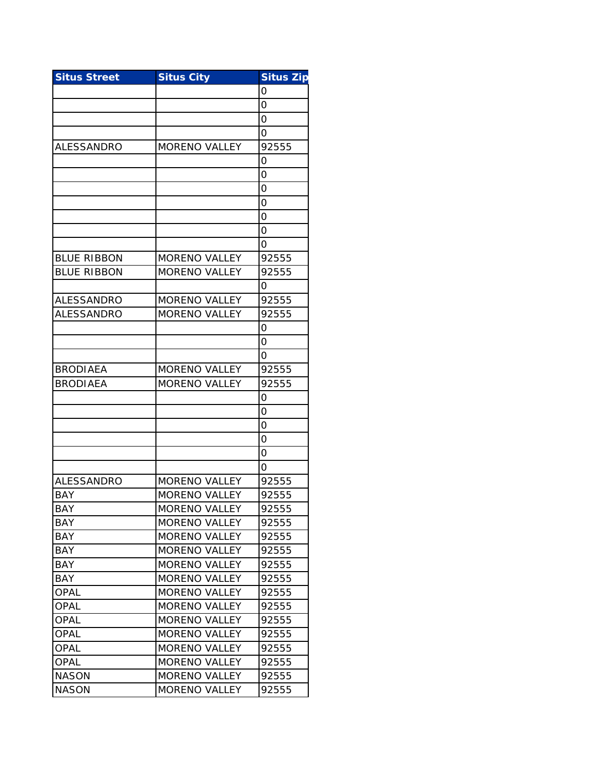| Situs Street | Situs City | Situs Zip |
|---|---|---|
| | | 0 |
| | | 0 |
| | | 0 |
| | | 0 |
| ALESSANDRO | MORENO VALLEY | 92555 |
| | | 0 |
| | | 0 |
| | | 0 |
| | | 0 |
| | | 0 |
| | | 0 |
| | | 0 |
| BLUE RIBBON | MORENO VALLEY | 92555 |
| BLUE RIBBON | MORENO VALLEY | 92555 |
| | | 0 |
| ALESSANDRO | MORENO VALLEY | 92555 |
| ALESSANDRO | MORENO VALLEY | 92555 |
| | | 0 |
| | | 0 |
| | | 0 |
| BRODIAEA | MORENO VALLEY | 92555 |
| BRODIAEA | MORENO VALLEY | 92555 |
| | | 0 |
| | | 0 |
| | | 0 |
| | | 0 |
| | | 0 |
| | | 0 |
| ALESSANDRO | MORENO VALLEY | 92555 |
| BAY | MORENO VALLEY | 92555 |
| BAY | MORENO VALLEY | 92555 |
| BAY | MORENO VALLEY | 92555 |
| BAY | MORENO VALLEY | 92555 |
| BAY | MORENO VALLEY | 92555 |
| BAY | MORENO VALLEY | 92555 |
| BAY | MORENO VALLEY | 92555 |
| OPAL | MORENO VALLEY | 92555 |
| OPAL | MORENO VALLEY | 92555 |
| OPAL | MORENO VALLEY | 92555 |
| OPAL | MORENO VALLEY | 92555 |
| OPAL | MORENO VALLEY | 92555 |
| OPAL | MORENO VALLEY | 92555 |
| NASON | MORENO VALLEY | 92555 |
| NASON | MORENO VALLEY | 92555 |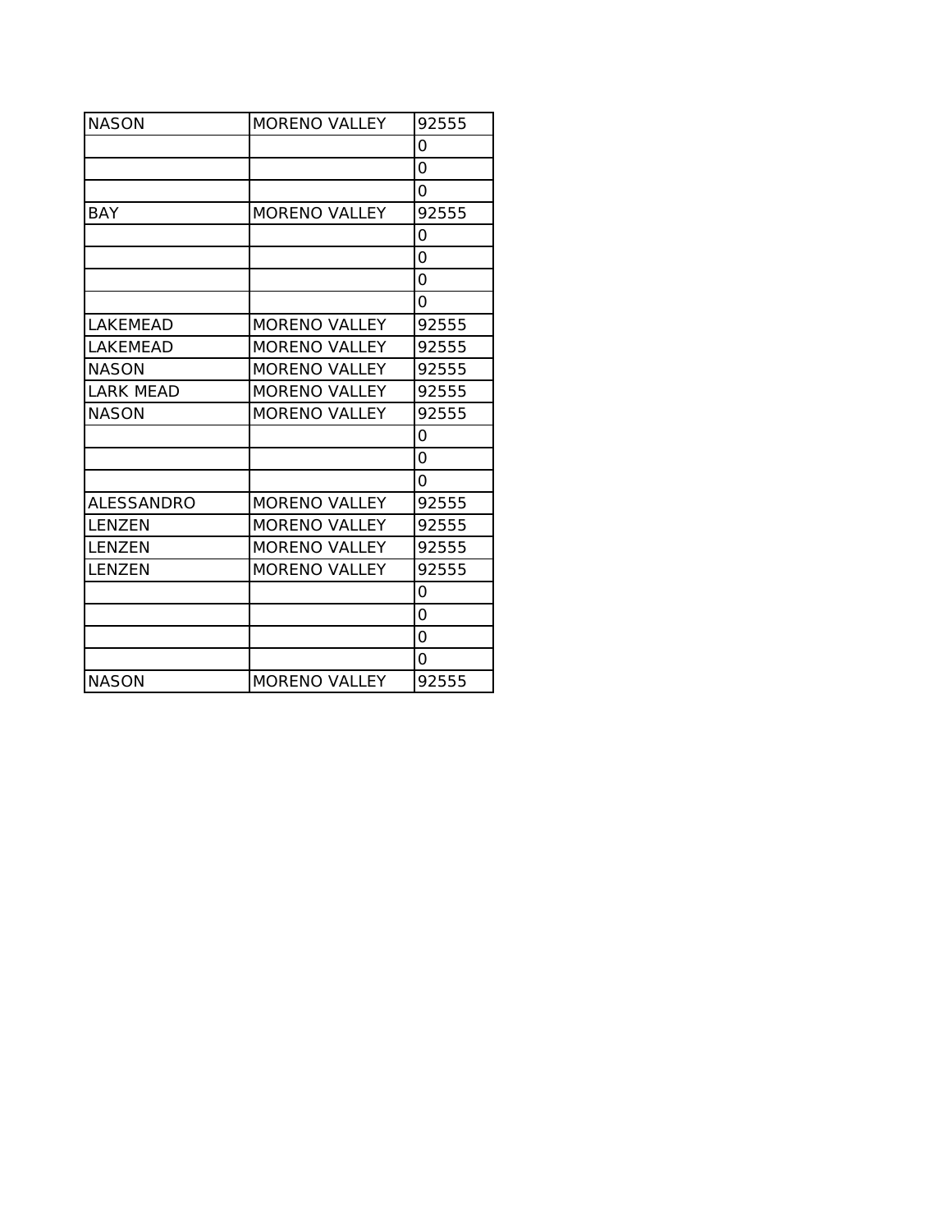| | | |
|---|---|---|
| NASON | MORENO VALLEY | 92555 |
| | | 0 |
| | | 0 |
| | | 0 |
| BAY | MORENO VALLEY | 92555 |
| | | 0 |
| | | 0 |
| | | 0 |
| | | 0 |
| LAKEMEAD | MORENO VALLEY | 92555 |
| LAKEMEAD | MORENO VALLEY | 92555 |
| NASON | MORENO VALLEY | 92555 |
| LARK MEAD | MORENO VALLEY | 92555 |
| NASON | MORENO VALLEY | 92555 |
| | | 0 |
| | | 0 |
| | | 0 |
| ALESSANDRO | MORENO VALLEY | 92555 |
| LENZEN | MORENO VALLEY | 92555 |
| LENZEN | MORENO VALLEY | 92555 |
| LENZEN | MORENO VALLEY | 92555 |
| | | 0 |
| | | 0 |
| | | 0 |
| | | 0 |
| NASON | MORENO VALLEY | 92555 |